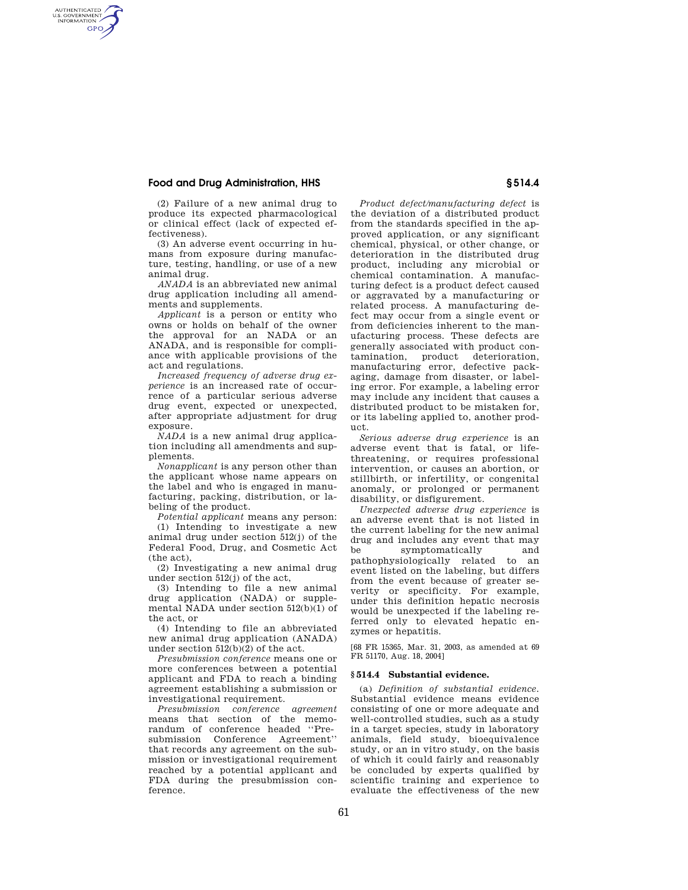(2) Failure of a new animal drug to produce its expected pharmacological or clinical effect (lack of expected effectiveness).

(3) An adverse event occurring in humans from exposure during manufacture, testing, handling, or use of a new animal drug.

*ANADA* is an abbreviated new animal drug application including all amendments and supplements.

*Applicant* is a person or entity who owns or holds on behalf of the owner the approval for an NADA or an ANADA, and is responsible for compliance with applicable provisions of the act and regulations.

*Increased frequency of adverse drug experience* is an increased rate of occurrence of a particular serious adverse drug event, expected or unexpected, after appropriate adjustment for drug exposure.

*NADA* is a new animal drug application including all amendments and supplements.

*Nonapplicant* is any person other than the applicant whose name appears on the label and who is engaged in manufacturing, packing, distribution, or labeling of the product.

*Potential applicant* means any person:

(1) Intending to investigate a new animal drug under section 512(j) of the Federal Food, Drug, and Cosmetic Act (the act),

(2) Investigating a new animal drug under section 512(j) of the act,

(3) Intending to file a new animal drug application (NADA) or supplemental NADA under section 512(b)(1) of the act, or

(4) Intending to file an abbreviated new animal drug application (ANADA) under section 512(b)(2) of the act.

*Presubmission conference* means one or more conferences between a potential applicant and FDA to reach a binding agreement establishing a submission or investigational requirement.

*Presubmission conference agreement* means that section of the memorandum of conference headed ''Presubmission Conference Agreement'' that records any agreement on the submission or investigational requirement reached by a potential applicant and FDA during the presubmission conference.

*Product defect/manufacturing defect* is the deviation of a distributed product from the standards specified in the approved application, or any significant chemical, physical, or other change, or deterioration in the distributed drug product, including any microbial or chemical contamination. A manufacturing defect is a product defect caused or aggravated by a manufacturing or related process. A manufacturing defect may occur from a single event or from deficiencies inherent to the manufacturing process. These defects are generally associated with product contamination, product deterioration, manufacturing error, defective packaging, damage from disaster, or labeling error. For example, a labeling error may include any incident that causes a distributed product to be mistaken for, or its labeling applied to, another product.

*Serious adverse drug experience* is an adverse event that is fatal, or life-threatening, or requires professional intervention, or causes an abortion, or stillbirth, or infertility, or congenital anomaly, or prolonged or permanent disability, or disfigurement.

*Unexpected adverse drug experience* is an adverse event that is not listed in the current labeling for the new animal drug and includes any event that may be symptomatically and pathophysiologically related to an event listed on the labeling, but differs from the event because of greater severity or specificity. For example, under this definition hepatic necrosis would be unexpected if the labeling referred only to elevated hepatic enzymes or hepatitis.

[68 FR 15365, Mar. 31, 2003, as amended at 69 FR 51170, Aug. 18, 2004]

### § 514.4 Substantial evidence.

(a) *Definition of substantial evidence.* Substantial evidence means evidence consisting of one or more adequate and well-controlled studies, such as a study in a target species, study in laboratory animals, field study, bioequivalence study, or an in vitro study, on the basis of which it could fairly and reasonably be concluded by experts qualified by scientific training and experience to evaluate the effectiveness of the new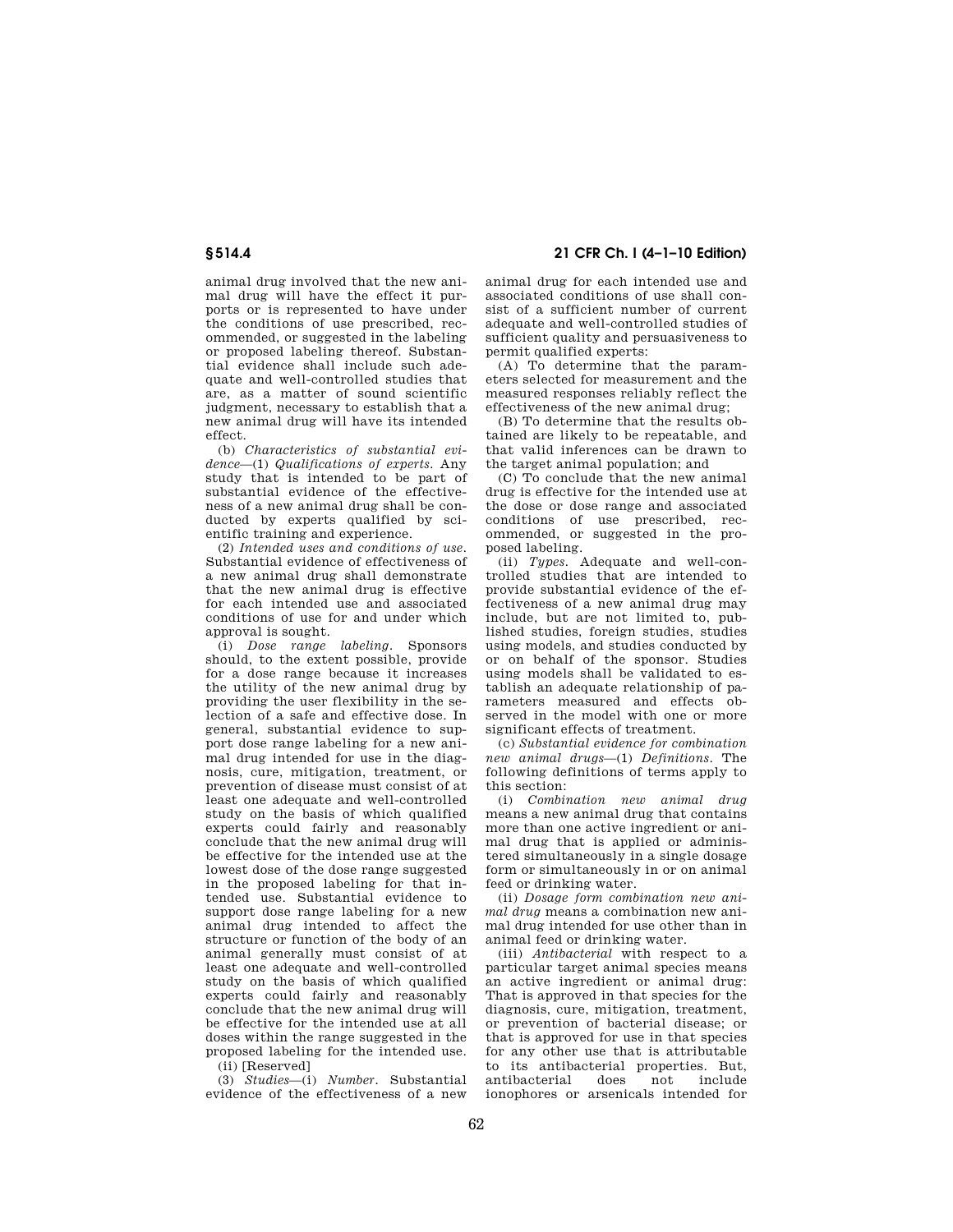animal drug involved that the new animal drug will have the effect it purports or is represented to have under the conditions of use prescribed, recommended, or suggested in the labeling or proposed labeling thereof. Substantial evidence shall include such adequate and well-controlled studies that are, as a matter of sound scientific judgment, necessary to establish that a new animal drug will have its intended effect.

(b) *Characteristics of substantial evidence*—(1) *Qualifications of experts.* Any study that is intended to be part of substantial evidence of the effectiveness of a new animal drug shall be conducted by experts qualified by scientific training and experience.

(2) *Intended uses and conditions of use.* Substantial evidence of effectiveness of a new animal drug shall demonstrate that the new animal drug is effective for each intended use and associated conditions of use for and under which approval is sought.

(i) *Dose range labeling.* Sponsors should, to the extent possible, provide for a dose range because it increases the utility of the new animal drug by providing the user flexibility in the selection of a safe and effective dose. In general, substantial evidence to support dose range labeling for a new animal drug intended for use in the diagnosis, cure, mitigation, treatment, or prevention of disease must consist of at least one adequate and well-controlled study on the basis of which qualified experts could fairly and reasonably conclude that the new animal drug will be effective for the intended use at the lowest dose of the dose range suggested in the proposed labeling for that intended use. Substantial evidence to support dose range labeling for a new animal drug intended to affect the structure or function of the body of an animal generally must consist of at least one adequate and well-controlled study on the basis of which qualified experts could fairly and reasonably conclude that the new animal drug will be effective for the intended use at all doses within the range suggested in the proposed labeling for the intended use.

(ii) [Reserved]

(3) *Studies*—(i) *Number.* Substantial evidence of the effectiveness of a new animal drug for each intended use and associated conditions of use shall consist of a sufficient number of current adequate and well-controlled studies of sufficient quality and persuasiveness to permit qualified experts:

(A) To determine that the parameters selected for measurement and the measured responses reliably reflect the effectiveness of the new animal drug;

(B) To determine that the results obtained are likely to be repeatable, and that valid inferences can be drawn to the target animal population; and

(C) To conclude that the new animal drug is effective for the intended use at the dose or dose range and associated conditions of use prescribed, recommended, or suggested in the proposed labeling.

(ii) *Types.* Adequate and well-controlled studies that are intended to provide substantial evidence of the effectiveness of a new animal drug may include, but are not limited to, published studies, foreign studies, studies using models, and studies conducted by or on behalf of the sponsor. Studies using models shall be validated to establish an adequate relationship of parameters measured and effects observed in the model with one or more significant effects of treatment.

(c) *Substantial evidence for combination new animal drugs*—(1) *Definitions.* The following definitions of terms apply to this section:

(i) *Combination new animal drug* means a new animal drug that contains more than one active ingredient or animal drug that is applied or administered simultaneously in a single dosage form or simultaneously in or on animal feed or drinking water.

(ii) *Dosage form combination new animal drug* means a combination new animal drug intended for use other than in animal feed or drinking water.

(iii) *Antibacterial* with respect to a particular target animal species means an active ingredient or animal drug: That is approved in that species for the diagnosis, cure, mitigation, treatment, or prevention of bacterial disease; or that is approved for use in that species for any other use that is attributable to its antibacterial properties. But, antibacterial does not include ionophores or arsenicals intended for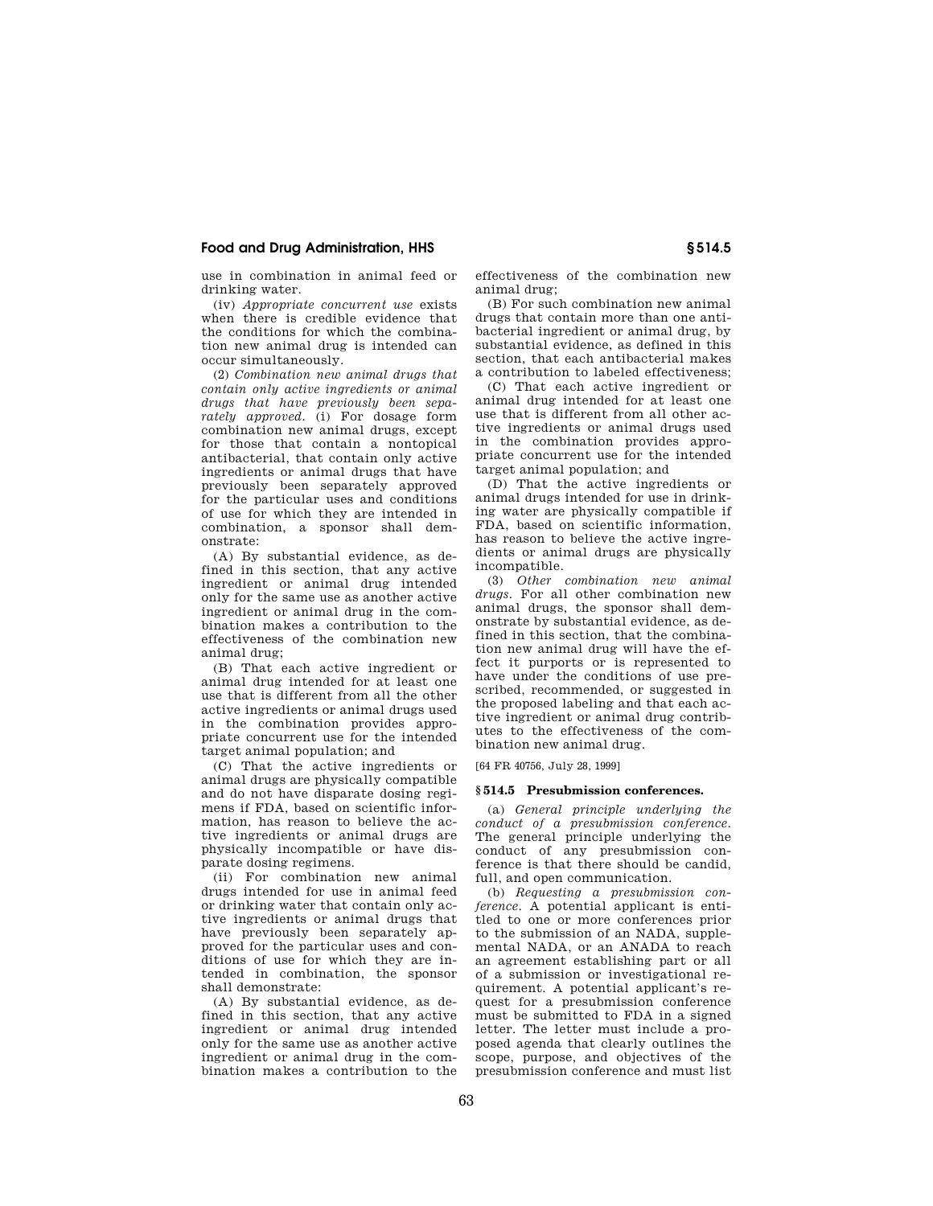use in combination in animal feed or drinking water.

(iv) *Appropriate concurrent use* exists when there is credible evidence that the conditions for which the combination new animal drug is intended can occur simultaneously.

(2) *Combination new animal drugs that contain only active ingredients or animal drugs that have previously been separately approved.* (i) For dosage form combination new animal drugs, except for those that contain a nontopical antibacterial, that contain only active ingredients or animal drugs that have previously been separately approved for the particular uses and conditions of use for which they are intended in combination, a sponsor shall demonstrate:

(A) By substantial evidence, as defined in this section, that any active ingredient or animal drug intended only for the same use as another active ingredient or animal drug in the combination makes a contribution to the effectiveness of the combination new animal drug;

(B) That each active ingredient or animal drug intended for at least one use that is different from all the other active ingredients or animal drugs used in the combination provides appropriate concurrent use for the intended target animal population; and

(C) That the active ingredients or animal drugs are physically compatible and do not have disparate dosing regimens if FDA, based on scientific information, has reason to believe the active ingredients or animal drugs are physically incompatible or have disparate dosing regimens.

(ii) For combination new animal drugs intended for use in animal feed or drinking water that contain only active ingredients or animal drugs that have previously been separately approved for the particular uses and conditions of use for which they are intended in combination, the sponsor shall demonstrate:

(A) By substantial evidence, as defined in this section, that any active ingredient or animal drug intended only for the same use as another active ingredient or animal drug in the combination makes a contribution to the effectiveness of the combination new animal drug;

(B) For such combination new animal drugs that contain more than one antibacterial ingredient or animal drug, by substantial evidence, as defined in this section, that each antibacterial makes a contribution to labeled effectiveness;

(C) That each active ingredient or animal drug intended for at least one use that is different from all other active ingredients or animal drugs used in the combination provides appropriate concurrent use for the intended target animal population; and

(D) That the active ingredients or animal drugs intended for use in drinking water are physically compatible if FDA, based on scientific information, has reason to believe the active ingredients or animal drugs are physically incompatible.

(3) *Other combination new animal drugs.* For all other combination new animal drugs, the sponsor shall demonstrate by substantial evidence, as defined in this section, that the combination new animal drug will have the effect it purports or is represented to have under the conditions of use prescribed, recommended, or suggested in the proposed labeling and that each active ingredient or animal drug contributes to the effectiveness of the combination new animal drug.

[64 FR 40756, July 28, 1999]

## § 514.5 Presubmission conferences.

(a) *General principle underlying the conduct of a presubmission conference.* The general principle underlying the conduct of any presubmission conference is that there should be candid, full, and open communication.

(b) *Requesting a presubmission conference.* A potential applicant is entitled to one or more conferences prior to the submission of an NADA, supplemental NADA, or an ANADA to reach an agreement establishing part or all of a submission or investigational requirement. A potential applicant's request for a presubmission conference must be submitted to FDA in a signed letter. The letter must include a proposed agenda that clearly outlines the scope, purpose, and objectives of the presubmission conference and must list